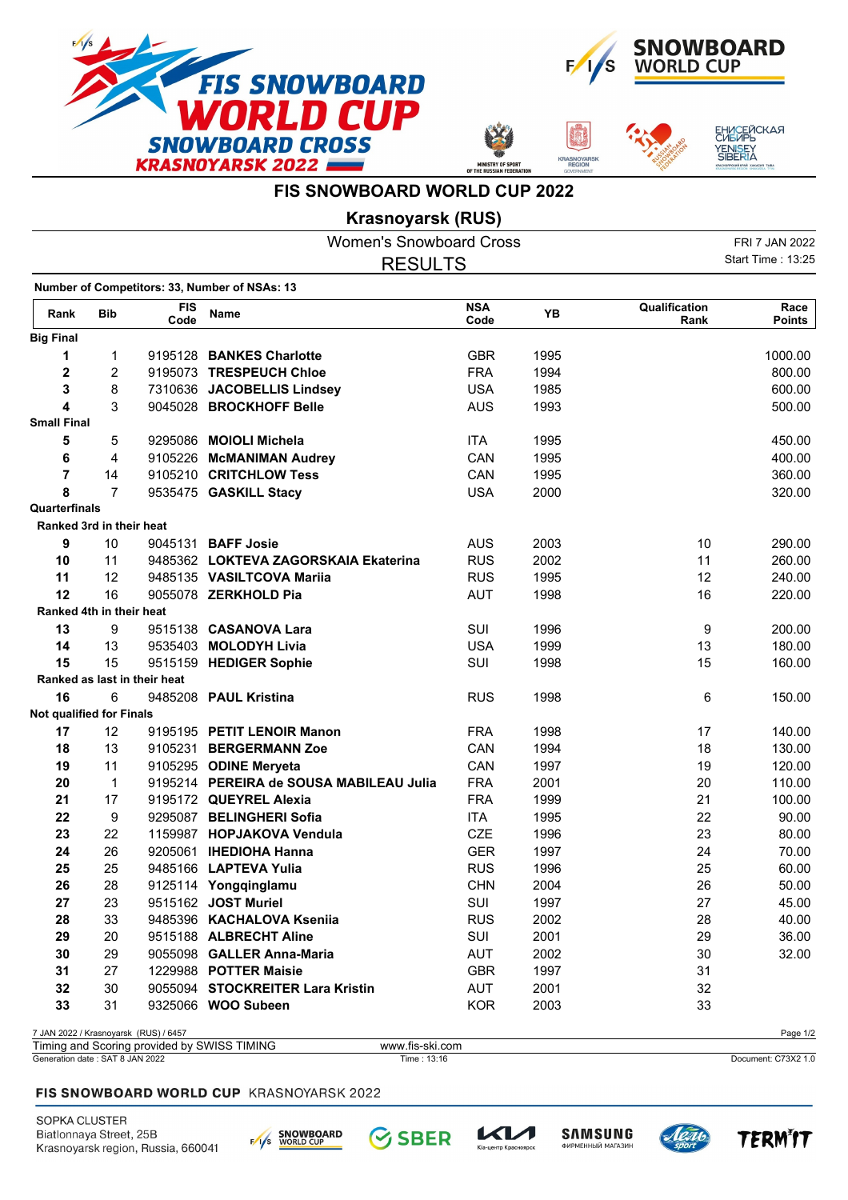# FIS SNOWBOARD WORLD CUP 2022

## Krasnoyarsk (RUS)

Women's Snowboard Cross

FRI 7 JAN 2022

RESULTS

Start Time : 13:25

**Number of Competitors: 33, Number of NSAs: 13**

| Rank | Bib | FIS Code | Name | NSA Code | YB | Qualification Rank | Race Points |
|---|---|---|---|---|---|---|---|
| **Big Final** | | | | | | | |
| **1** | 1 | 9195128 | **BANKES Charlotte** | GBR | 1995 | | 1000.00 |
| **2** | 2 | 9195073 | **TRESPEUCH Chloe** | FRA | 1994 | | 800.00 |
| **3** | 8 | 7310636 | **JACOBELLIS Lindsey** | USA | 1985 | | 600.00 |
| **4** | 3 | 9045028 | **BROCKHOFF Belle** | AUS | 1993 | | 500.00 |
| **Small Final** | | | | | | | |
| **5** | 5 | 9295086 | **MOIOLI Michela** | ITA | 1995 | | 450.00 |
| **6** | 4 | 9105226 | **McMANIMAN Audrey** | CAN | 1995 | | 400.00 |
| **7** | 14 | 9105210 | **CRITCHLOW Tess** | CAN | 1995 | | 360.00 |
| **8** | 7 | 9535475 | **GASKILL Stacy** | USA | 2000 | | 320.00 |
| **Quarterfinals** | | | | | | | |
| **Ranked 3rd in their heat** | | | | | | | |
| **9** | 10 | 9045131 | **BAFF Josie** | AUS | 2003 | 10 | 290.00 |
| **10** | 11 | 9485362 | **LOKTEVA ZAGORSKAIA Ekaterina** | RUS | 2002 | 11 | 260.00 |
| **11** | 12 | 9485135 | **VASILTCOVA Mariia** | RUS | 1995 | 12 | 240.00 |
| **12** | 16 | 9055078 | **ZERKHOLD Pia** | AUT | 1998 | 16 | 220.00 |
| **Ranked 4th in their heat** | | | | | | | |
| **13** | 9 | 9515138 | **CASANOVA Lara** | SUI | 1996 | 9 | 200.00 |
| **14** | 13 | 9535403 | **MOLODYH Livia** | USA | 1999 | 13 | 180.00 |
| **15** | 15 | 9515159 | **HEDIGER Sophie** | SUI | 1998 | 15 | 160.00 |
| **Ranked as last in their heat** | | | | | | | |
| **16** | 6 | 9485208 | **PAUL Kristina** | RUS | 1998 | 6 | 150.00 |
| **Not qualified for Finals** | | | | | | | |
| **17** | 12 | 9195195 | **PETIT LENOIR Manon** | FRA | 1998 | 17 | 140.00 |
| **18** | 13 | 9105231 | **BERGERMANN Zoe** | CAN | 1994 | 18 | 130.00 |
| **19** | 11 | 9105295 | **ODINE Meryeta** | CAN | 1997 | 19 | 120.00 |
| **20** | 1 | 9195214 | **PEREIRA de SOUSA MABILEAU Julia** | FRA | 2001 | 20 | 110.00 |
| **21** | 17 | 9195172 | **QUEYREL Alexia** | FRA | 1999 | 21 | 100.00 |
| **22** | 9 | 9295087 | **BELINGHERI Sofia** | ITA | 1995 | 22 | 90.00 |
| **23** | 22 | 1159987 | **HOPJAKOVA Vendula** | CZE | 1996 | 23 | 80.00 |
| **24** | 26 | 9205061 | **IHEDIOHA Hanna** | GER | 1997 | 24 | 70.00 |
| **25** | 25 | 9485166 | **LAPTEVA Yulia** | RUS | 1996 | 25 | 60.00 |
| **26** | 28 | 9125114 | **Yongqinglamu** | CHN | 2004 | 26 | 50.00 |
| **27** | 23 | 9515162 | **JOST Muriel** | SUI | 1997 | 27 | 45.00 |
| **28** | 33 | 9485396 | **KACHALOVA Kseniia** | RUS | 2002 | 28 | 40.00 |
| **29** | 20 | 9515188 | **ALBRECHT Aline** | SUI | 2001 | 29 | 36.00 |
| **30** | 29 | 9055098 | **GALLER Anna-Maria** | AUT | 2002 | 30 | 32.00 |
| **31** | 27 | 1229988 | **POTTER Maisie** | GBR | 1997 | 31 | |
| **32** | 30 | 9055094 | **STOCKREITER Lara Kristin** | AUT | 2001 | 32 | |
| **33** | 31 | 9325066 | **WOO Subeen** | KOR | 2003 | 33 | |

7 JAN 2022 / Krasnoyarsk (RUS) / 6457

Timing and Scoring provided by SWISS TIMING — www.fis-ski.com

Generation date : SAT 8 JAN 2022 — Time : 13:16 — Document: C73X2 1.0

**FIS SNOWBOARD WORLD CUP** KRASNOYARSK 2022

SOPKA CLUSTER
Biatlonnaya Street, 25B
Krasnoyarsk region, Russia, 660041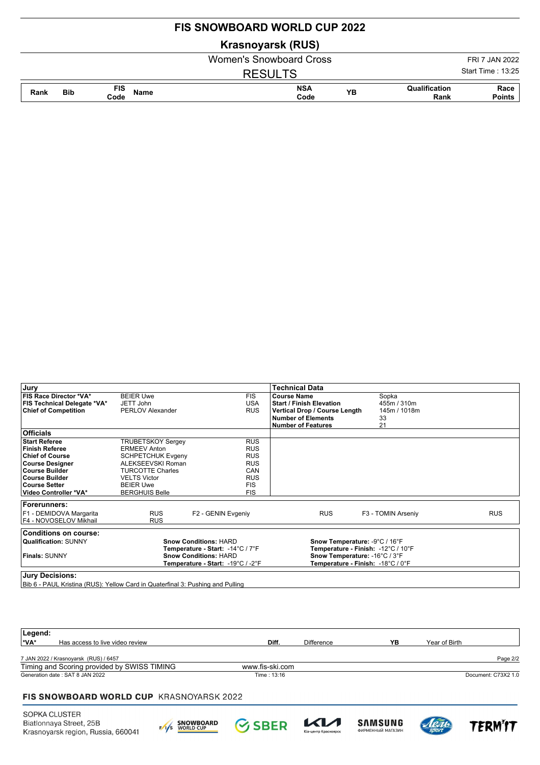# FIS SNOWBOARD WORLD CUP 2022

## Krasnoyarsk (RUS)

Women's Snowboard Cross — FRI 7 JAN 2022

RESULTS — Start Time : 13:25

| Rank | Bib | FIS Code | Name | NSA Code | YB | Qualification Rank | Race Points |
|---|---|---|---|---|---|---|---|

| Jury | | |
|---|---|---|
| FIS Race Director *VA* | BEIER Uwe | FIS |
| FIS Technical Delegate *VA* | JETT John | USA |
| Chief of Competition | PERLOV Alexander | RUS |

| Technical Data | |
|---|---|
| Course Name | Sopka |
| Start / Finish Elevation | 455m / 310m |
| Vertical Drop / Course Length | 145m / 1018m |
| Number of Elements | 33 |
| Number of Features | 21 |

| Officials | | |
|---|---|---|
| Start Referee | TRUBETSKOY Sergey | RUS |
| Finish Referee | ERMEEV Anton | RUS |
| Chief of Course | SCHPETCHUK Evgeny | RUS |
| Course Designer | ALEKSEEVSKI Roman | RUS |
| Course Builder | TURCOTTE Charles | CAN |
| Course Builder | VELTS Victor | RUS |
| Course Setter | BEIER Uwe | FIS |
| Video Controller *VA* | BERGHUIS Belle | FIS |

**Forerunners:**

| | | | | | |
|---|---|---|---|---|---|
| F1 - DEMIDOVA Margarita | RUS | F2 - GENIN Evgeniy | RUS | F3 - TOMIN Arseniy | RUS |
| F4 - NOVOSELOV Mikhail | RUS | | | | |

**Conditions on course:**

| | | |
|---|---|---|
| Qualification: SUNNY | Snow Conditions: HARD | Snow Temperature: -9°C / 16°F |
| | Temperature - Start: -14°C / 7°F | Temperature - Finish: -12°C / 10°F |
| Finals: SUNNY | Snow Conditions: HARD | Snow Temperature: -16°C / 3°F |
| | Temperature - Start: -19°C / -2°F | Temperature - Finish: -18°C / 0°F |

**Jury Decisions:**

Bib 6 - PAUL Kristina (RUS): Yellow Card in Quaterfinal 3: Pushing and Pulling

**Legend:**

| | | | | | |
|---|---|---|---|---|---|
| *VA* | Has access to live video review | Diff. | Difference | YB | Year of Birth |

7 JAN 2022 / Krasnoyarsk (RUS) / 6457

Timing and Scoring provided by SWISS TIMING — www.fis-ski.com

Generation date : SAT 8 JAN 2022 — Time : 13:16 — Document: C73X2 1.0

**FIS SNOWBOARD WORLD CUP** KRASNOYARSK 2022

SOPKA CLUSTER
Biatlonnaya Street, 25B
Krasnoyarsk region, Russia, 660041